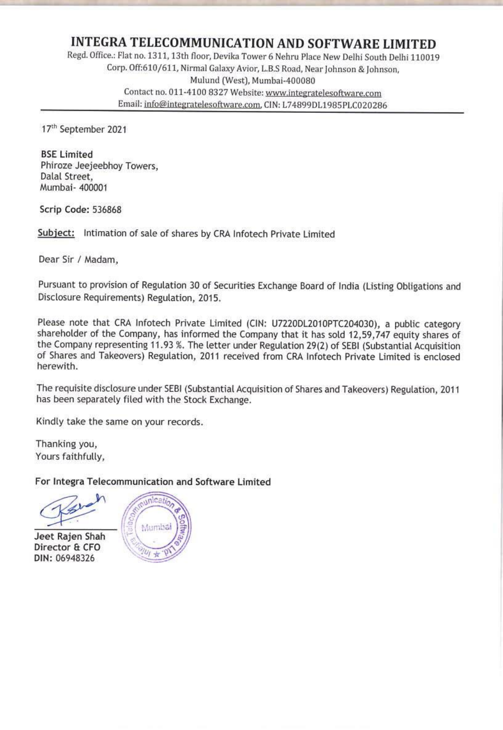# INTEGRA TELECOMMUNICATION AND SOFTWARE LIMITED

Regd. Office.: Flat no. 1311, 13th floor, Devika Tower 6 Nehru Place New Delhi South Delhi 110019
Corp. Off:610/611, Nirmal Galaxy Avior, L.B.S Road, Near Johnson & Johnson,
Mulund (West), Mumbai-400080
Contact no. 011-4100 8327 Website: www.integratelesoftware.com
Email: info@integratelesoftware.com, CIN: L74899DL1985PLC020286

17th September 2021

**BSE Limited**
Phiroze Jeejeebhoy Towers,
Dalal Street,
Mumbai- 400001

**Scrip Code:** 536868

**Subject:** Intimation of sale of shares by CRA Infotech Private Limited

Dear Sir / Madam,

Pursuant to provision of Regulation 30 of Securities Exchange Board of India (Listing Obligations and Disclosure Requirements) Regulation, 2015.

Please note that CRA Infotech Private Limited (CIN: U7220DL2010PTC204030), a public category shareholder of the Company, has informed the Company that it has sold 12,59,747 equity shares of the Company representing 11.93 %. The letter under Regulation 29(2) of SEBI (Substantial Acquisition of Shares and Takeovers) Regulation, 2011 received from CRA Infotech Private Limited is enclosed herewith.

The requisite disclosure under SEBI (Substantial Acquisition of Shares and Takeovers) Regulation, 2011 has been separately filed with the Stock Exchange.

Kindly take the same on your records.

Thanking you,
Yours faithfully,

**For Integra Telecommunication and Software Limited**

**Jeet Rajen Shah**
**Director & CFO**
**DIN:** 06948326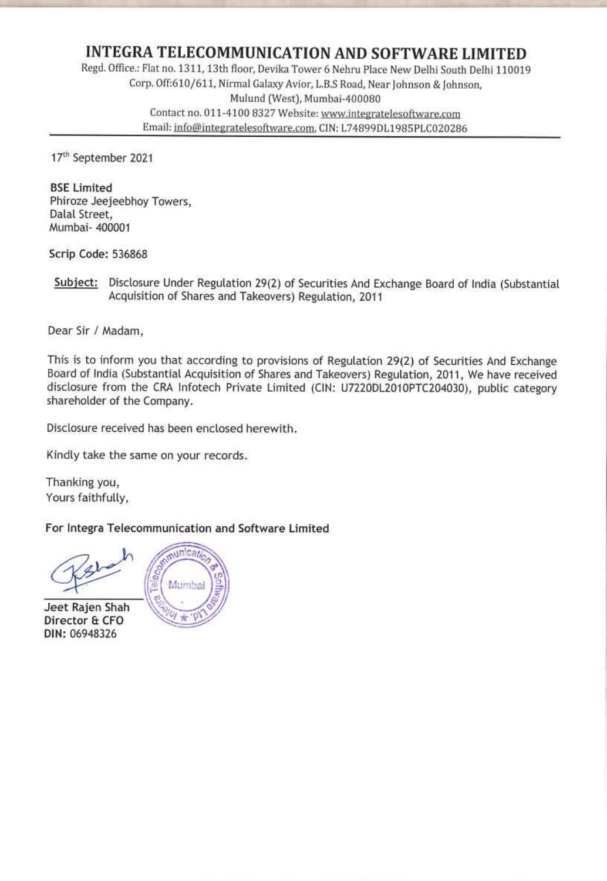# INTEGRA TELECOMMUNICATION AND SOFTWARE LIMITED

Regd. Office.: Flat no. 1311, 13th floor, Devika Tower 6 Nehru Place New Delhi South Delhi 110019
Corp. Off:610/611, Nirmal Galaxy Avior, L.B.S Road, Near Johnson & Johnson,
Mulund (West), Mumbai-400080
Contact no. 011-4100 8327 Website: www.integratelesoftware.com
Email: info@integratelesoftware.com, CIN: L74899DL1985PLC020286

---

17th September 2021

**BSE Limited**
Phiroze Jeejeebhoy Towers,
Dalal Street,
Mumbai- 400001

**Scrip Code:** 536868

**Subject:** Disclosure Under Regulation 29(2) of Securities And Exchange Board of India (Substantial Acquisition of Shares and Takeovers) Regulation, 2011

Dear Sir / Madam,

This is to inform you that according to provisions of Regulation 29(2) of Securities And Exchange Board of India (Substantial Acquisition of Shares and Takeovers) Regulation, 2011, We have received disclosure from the CRA Infotech Private Limited (CIN: U7220DL2010PTC204030), public category shareholder of the Company.

Disclosure received has been enclosed herewith.

Kindly take the same on your records.

Thanking you,
Yours faithfully,

**For Integra Telecommunication and Software Limited**

**Jeet Rajen Shah**
**Director & CFO**
**DIN:** 06948326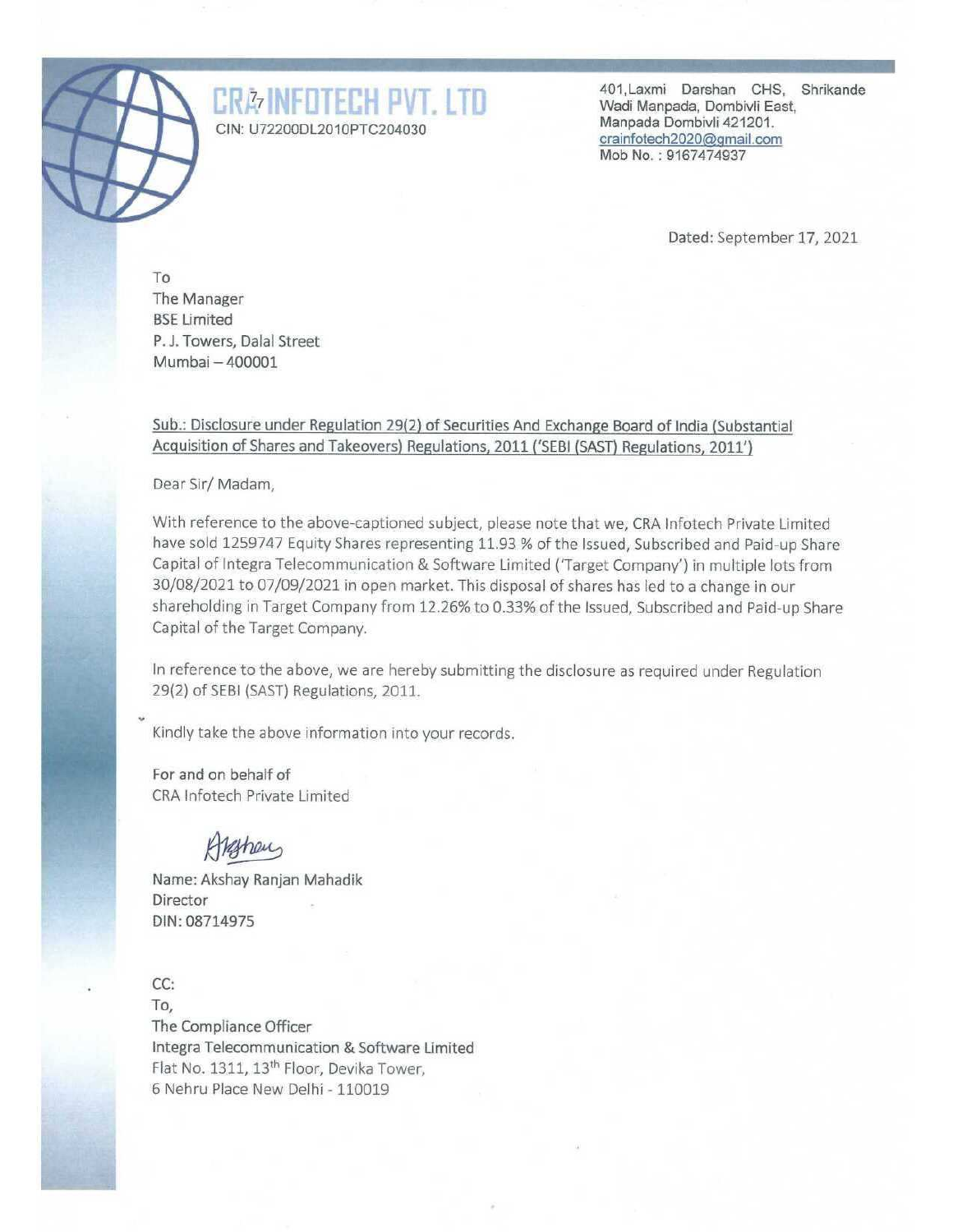# CRA INFOTECH PVT. LTD

CIN: U72200DL2010PTC204030

401, Laxmi Darshan CHS, Shrikande Wadi Manpada, Dombivli East, Manpada Dombivli 421201.
crainfotech2020@gmail.com
Mob No. : 9167474937

Dated: September 17, 2021

To
The Manager
BSE Limited
P. J. Towers, Dalal Street
Mumbai – 400001

Sub.: Disclosure under Regulation 29(2) of Securities And Exchange Board of India (Substantial Acquisition of Shares and Takeovers) Regulations, 2011 ('SEBI (SAST) Regulations, 2011')

Dear Sir/ Madam,

With reference to the above-captioned subject, please note that we, CRA Infotech Private Limited have sold 1259747 Equity Shares representing 11.93 % of the Issued, Subscribed and Paid-up Share Capital of Integra Telecommunication & Software Limited ('Target Company') in multiple lots from 30/08/2021 to 07/09/2021 in open market. This disposal of shares has led to a change in our shareholding in Target Company from 12.26% to 0.33% of the Issued, Subscribed and Paid-up Share Capital of the Target Company.

In reference to the above, we are hereby submitting the disclosure as required under Regulation 29(2) of SEBI (SAST) Regulations, 2011.

Kindly take the above information into your records.

For and on behalf of
CRA Infotech Private Limited

Name: Akshay Ranjan Mahadik
Director
DIN: 08714975

CC:
To,
The Compliance Officer
Integra Telecommunication & Software Limited
Flat No. 1311, 13th Floor, Devika Tower,
6 Nehru Place New Delhi - 110019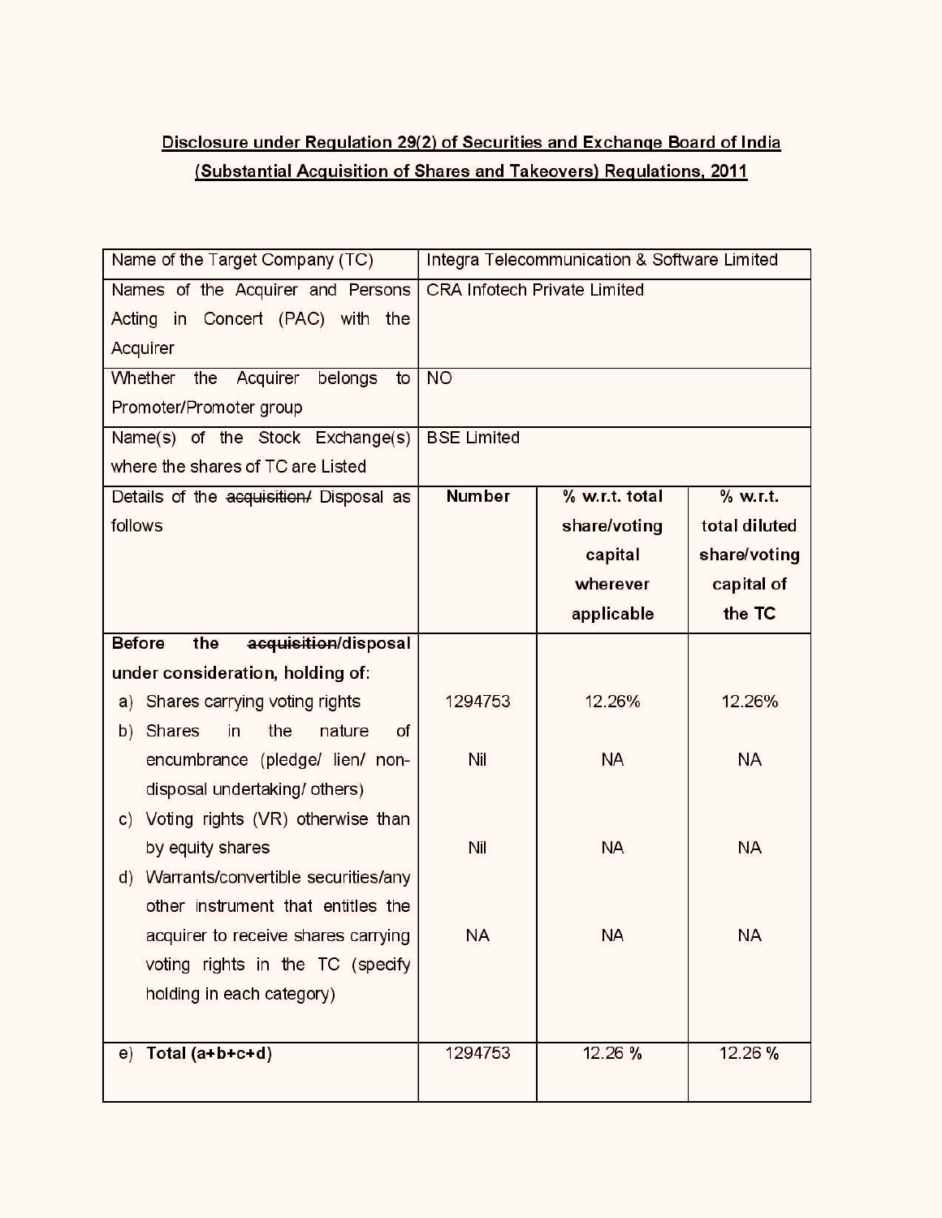**Disclosure under Regulation 29(2) of Securities and Exchange Board of India (Substantial Acquisition of Shares and Takeovers) Regulations, 2011**

| Name of the Target Company (TC) | Integra Telecommunication & Software Limited | | |
|---|---|---|---|
| Names of the Acquirer and Persons Acting in Concert (PAC) with the Acquirer | CRA Infotech Private Limited | | |
| Whether the Acquirer belongs to Promoter/Promoter group | NO | | |
| Name(s) of the Stock Exchange(s) where the shares of TC are Listed | BSE Limited | | |
| Details of the ~~acquisition/~~ Disposal as follows | **Number** | **% w.r.t. total share/voting capital wherever applicable** | **% w.r.t. total diluted share/voting capital of the TC** |
| **Before the ~~acquisition~~/disposal under consideration, holding of:** | | | |
| a) Shares carrying voting rights | 1294753 | 12.26% | 12.26% |
| b) Shares in the nature of encumbrance (pledge/ lien/ non-disposal undertaking/ others) | Nil | NA | NA |
| c) Voting rights (VR) otherwise than by equity shares | Nil | NA | NA |
| d) Warrants/convertible securities/any other instrument that entitles the acquirer to receive shares carrying voting rights in the TC (specify holding in each category) | NA | NA | NA |
| e) **Total (a+b+c+d)** | 1294753 | 12.26 % | 12.26 % |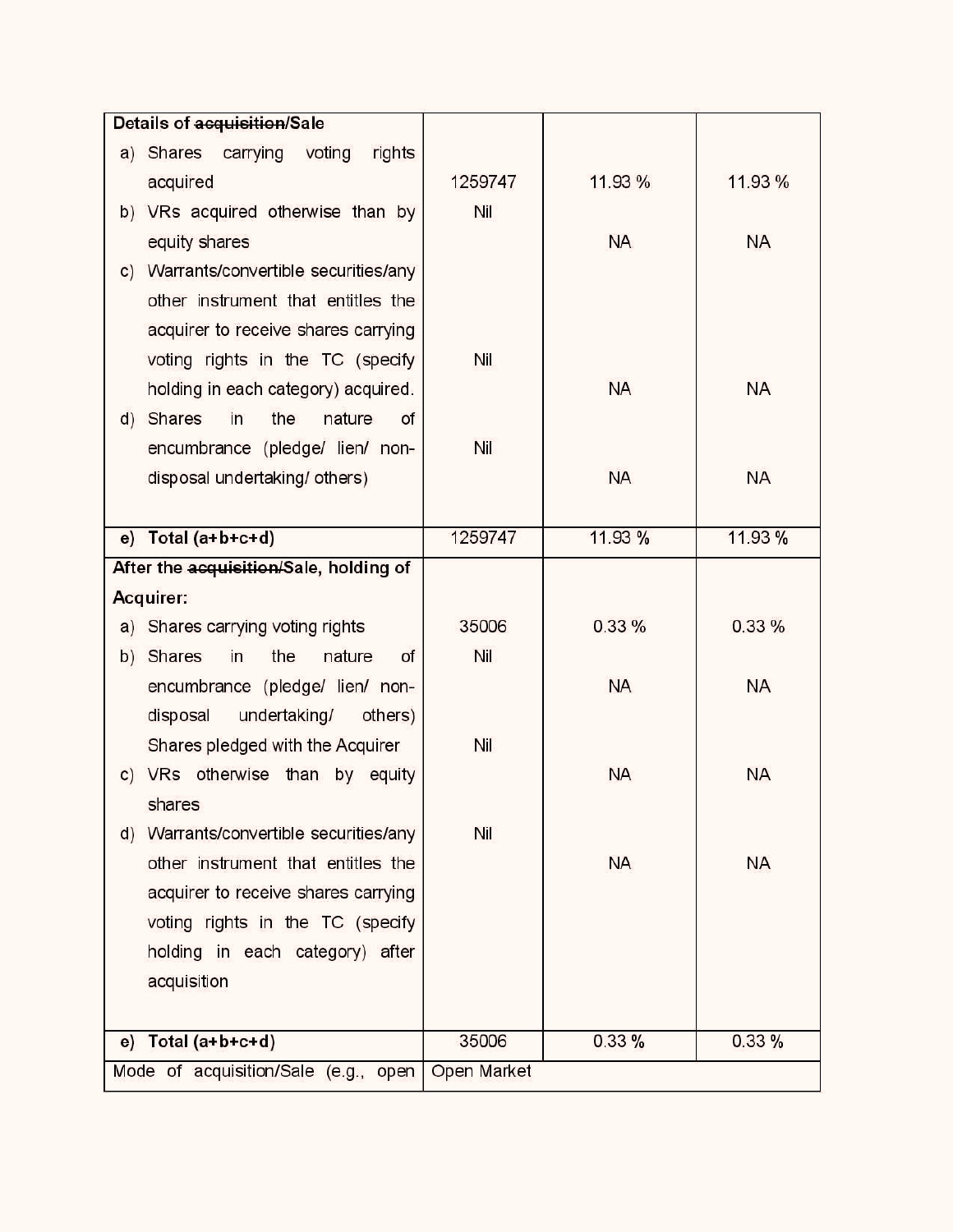| Details of ~~acquisition~~/Sale | | | |
|---|---|---|---|
| a) Shares carrying voting rights acquired | 1259747 | 11.93 % | 11.93 % |
| b) VRs acquired otherwise than by equity shares | Nil | NA | NA |
| c) Warrants/convertible securities/any other instrument that entitles the acquirer to receive shares carrying voting rights in the TC (specify holding in each category) acquired. | Nil | NA | NA |
| d) Shares in the nature of encumbrance (pledge/ lien/ non-disposal undertaking/ others) | Nil | NA | NA |
| **e) Total (a+b+c+d)** | 1259747 | 11.93 % | 11.93 % |
| **After the ~~acquisition~~/Sale, holding of Acquirer:** | | | |
| a) Shares carrying voting rights | 35006 | 0.33 % | 0.33 % |
| b) Shares in the nature of encumbrance (pledge/ lien/ non-disposal undertaking/ others) Shares pledged with the Acquirer | Nil | NA | NA |
| c) VRs otherwise than by equity shares | Nil | NA | NA |
| d) Warrants/convertible securities/any other instrument that entitles the acquirer to receive shares carrying voting rights in the TC (specify holding in each category) after acquisition | Nil | NA | NA |
| **e) Total (a+b+c+d)** | 35006 | 0.33 % | 0.33 % |
| Mode of acquisition/Sale (e.g., open | Open Market | | |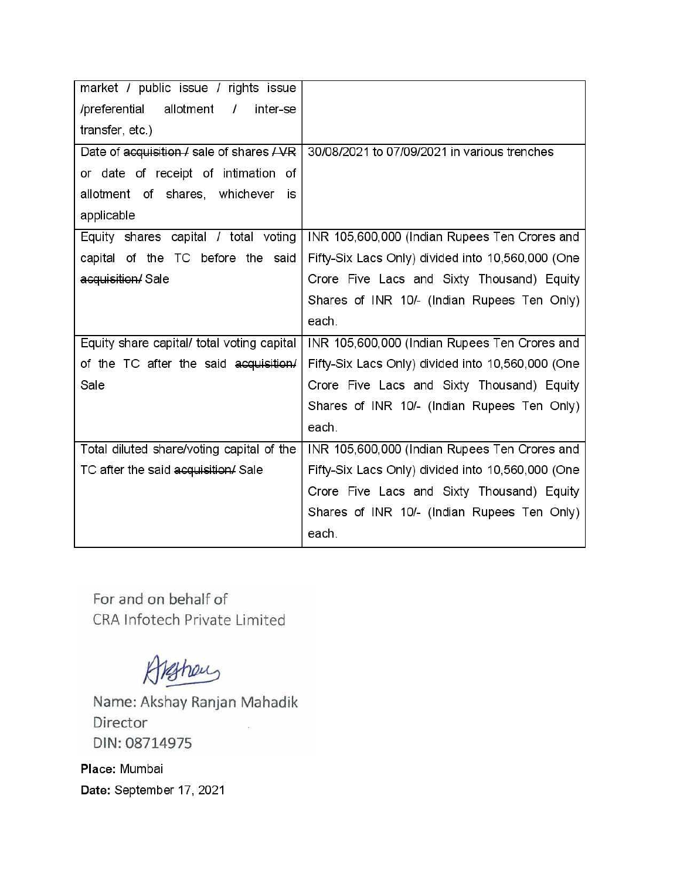| | |
|---|---|
| market / public issue / rights issue /preferential allotment / inter-se transfer, etc.) | |
| Date of ~~acquisition /~~ sale of shares ~~/ VR~~ or date of receipt of intimation of allotment of shares, whichever is applicable | 30/08/2021 to 07/09/2021 in various trenches |
| Equity shares capital / total voting capital of the TC before the said ~~acquisition/~~ Sale | INR 105,600,000 (Indian Rupees Ten Crores and Fifty-Six Lacs Only) divided into 10,560,000 (One Crore Five Lacs and Sixty Thousand) Equity Shares of INR 10/- (Indian Rupees Ten Only) each. |
| Equity share capital/ total voting capital of the TC after the said ~~acquisition/~~ Sale | INR 105,600,000 (Indian Rupees Ten Crores and Fifty-Six Lacs Only) divided into 10,560,000 (One Crore Five Lacs and Sixty Thousand) Equity Shares of INR 10/- (Indian Rupees Ten Only) each. |
| Total diluted share/voting capital of the TC after the said ~~acquisition/~~ Sale | INR 105,600,000 (Indian Rupees Ten Crores and Fifty-Six Lacs Only) divided into 10,560,000 (One Crore Five Lacs and Sixty Thousand) Equity Shares of INR 10/- (Indian Rupees Ten Only) each. |

For and on behalf of
CRA Infotech Private Limited

Name: Akshay Ranjan Mahadik
Director
DIN: 08714975

**Place:** Mumbai
**Date:** September 17, 2021